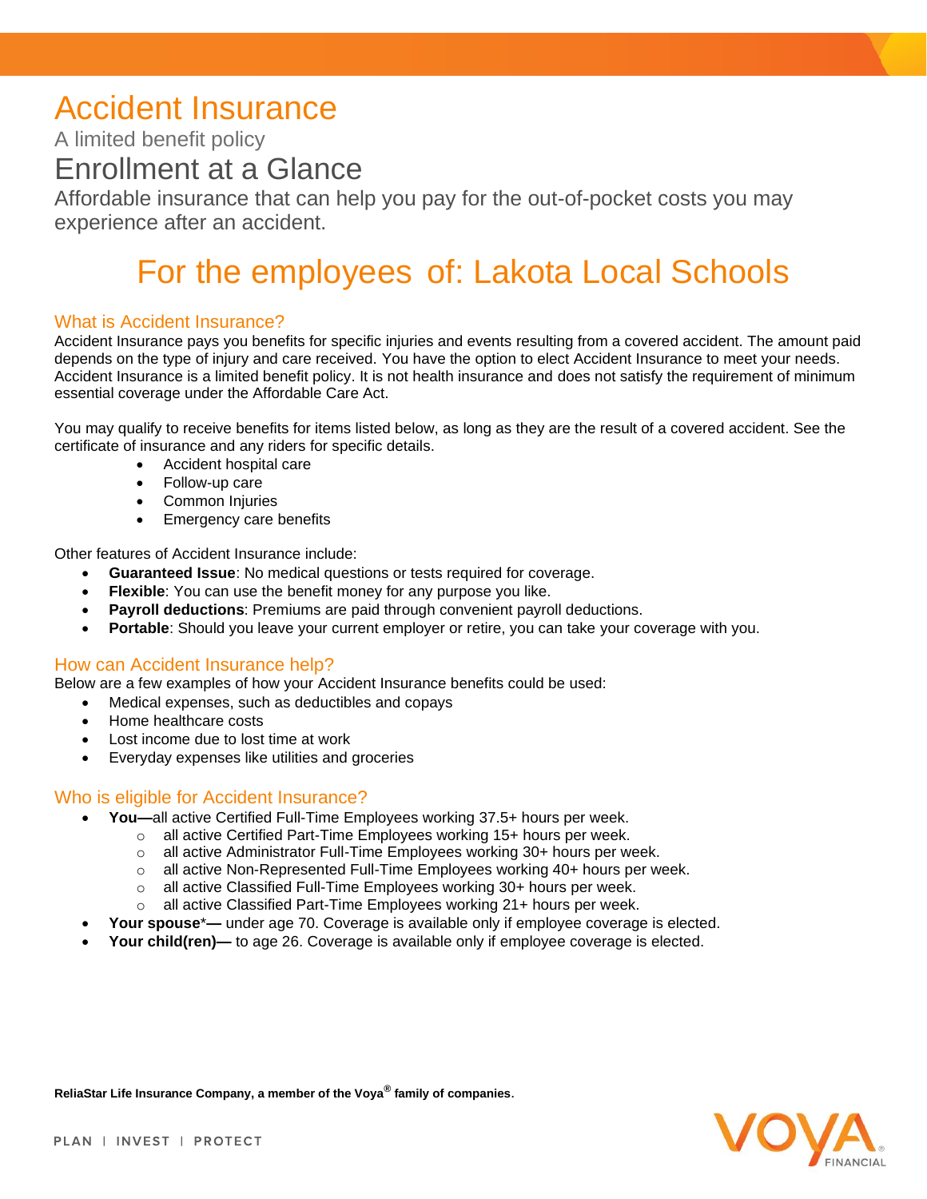# Accident Insurance

A limited benefit policy

## Enrollment at a Glance

Affordable insurance that can help you pay for the out-of-pocket costs you may experience after an accident.

## For the employees of: Lakota Local Schools

### What is Accident Insurance?

Accident Insurance pays you benefits for specific injuries and events resulting from a covered accident. The amount paid depends on the type of injury and care received. You have the option to elect Accident Insurance to meet your needs. Accident Insurance is a limited benefit policy. It is not health insurance and does not satisfy the requirement of minimum essential coverage under the Affordable Care Act.

You may qualify to receive benefits for items listed below, as long as they are the result of a covered accident. See the certificate of insurance and any riders for specific details.

- Accident hospital care
- Follow-up care
- Common Injuries
- Emergency care benefits

Other features of Accident Insurance include:

- **Guaranteed Issue**: No medical questions or tests required for coverage.
- **Flexible**: You can use the benefit money for any purpose you like.
- **Payroll deductions**: Premiums are paid through convenient payroll deductions.
- **Portable**: Should you leave your current employer or retire, you can take your coverage with you.

### How can Accident Insurance help?

Below are a few examples of how your Accident Insurance benefits could be used:

- Medical expenses, such as deductibles and copays
- Home healthcare costs
- Lost income due to lost time at work
- Everyday expenses like utilities and groceries

### Who is eligible for Accident Insurance?

- **You—**all active Certified Full-Time Employees working 37.5+ hours per week.
  - all active Certified Part-Time Employees working 15+ hours per week.
  - all active Administrator Full-Time Employees working 30+ hours per week.
  - all active Non-Represented Full-Time Employees working 40+ hours per week.
  - all active Classified Full-Time Employees working 30+ hours per week.
  - all active Classified Part-Time Employees working 21+ hours per week.
- **Your spouse**\*— under age 70. Coverage is available only if employee coverage is elected.
- **Your child(ren)—** to age 26. Coverage is available only if employee coverage is elected.

**ReliaStar Life Insurance Company, a member of the Voya® family of companies.**

PLAN | INVEST | PROTECT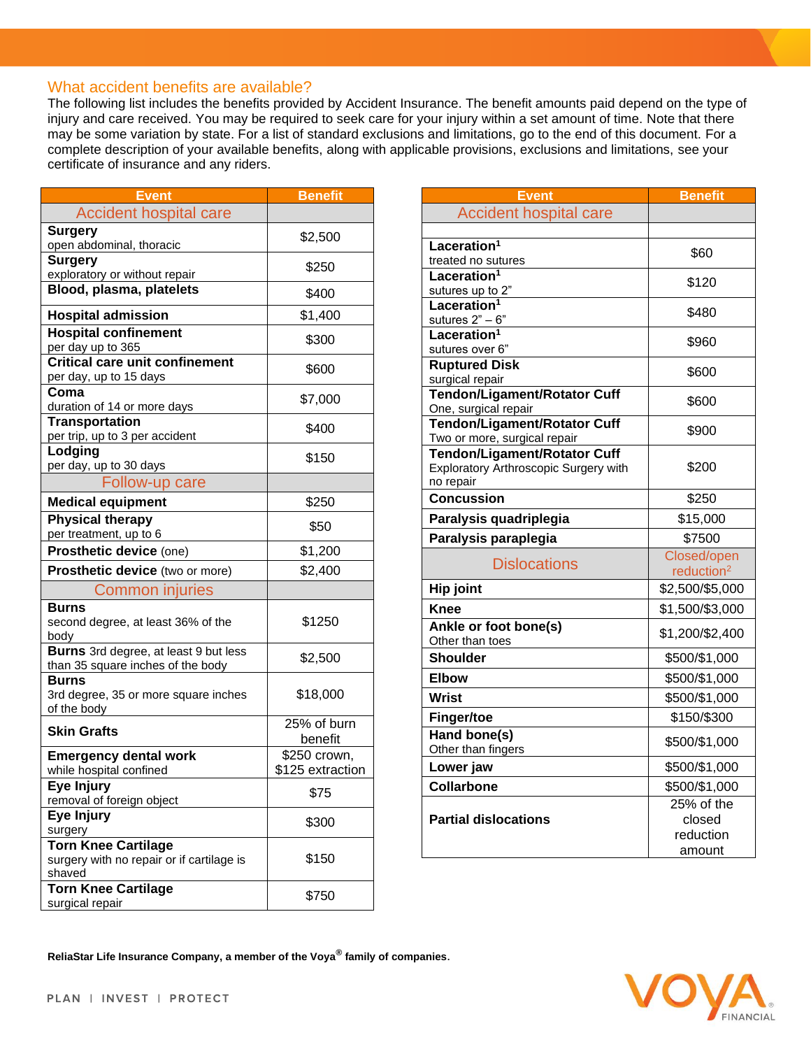## What accident benefits are available?

The following list includes the benefits provided by Accident Insurance. The benefit amounts paid depend on the type of injury and care received. You may be required to seek care for your injury within a set amount of time. Note that there may be some variation by state. For a list of standard exclusions and limitations, go to the end of this document. For a complete description of your available benefits, along with applicable provisions, exclusions and limitations, see your certificate of insurance and any riders.

| Event | Benefit |
|---|---|
| **Accident hospital care** | |
| **Surgery** open abdominal, thoracic | $2,500 |
| **Surgery** exploratory or without repair | $250 |
| **Blood, plasma, platelets** | $400 |
| **Hospital admission** | $1,400 |
| **Hospital confinement** per day up to 365 | $300 |
| **Critical care unit confinement** per day, up to 15 days | $600 |
| **Coma** duration of 14 or more days | $7,000 |
| **Transportation** per trip, up to 3 per accident | $400 |
| **Lodging** per day, up to 30 days | $150 |
| **Follow-up care** | |
| **Medical equipment** | $250 |
| **Physical therapy** per treatment, up to 6 | $50 |
| **Prosthetic device** (one) | $1,200 |
| **Prosthetic device** (two or more) | $2,400 |
| **Common injuries** | |
| **Burns** second degree, at least 36% of the body | $1250 |
| **Burns** 3rd degree, at least 9 but less than 35 square inches of the body | $2,500 |
| **Burns** 3rd degree, 35 or more square inches of the body | $18,000 |
| **Skin Grafts** | 25% of burn benefit |
| **Emergency dental work** while hospital confined | $250 crown, $125 extraction |
| **Eye Injury** removal of foreign object | $75 |
| **Eye Injury** surgery | $300 |
| **Torn Knee Cartilage** surgery with no repair or if cartilage is shaved | $150 |
| **Torn Knee Cartilage** surgical repair | $750 |

| Event | Benefit |
|---|---|
| **Accident hospital care** | |
| **Laceration**[1] treated no sutures | $60 |
| **Laceration**[1] sutures up to 2" | $120 |
| **Laceration**[1] sutures 2" – 6" | $480 |
| **Laceration**[1] sutures over 6" | $960 |
| **Ruptured Disk** surgical repair | $600 |
| **Tendon/Ligament/Rotator Cuff** One, surgical repair | $600 |
| **Tendon/Ligament/Rotator Cuff** Two or more, surgical repair | $900 |
| **Tendon/Ligament/Rotator Cuff** Exploratory Arthroscopic Surgery with no repair | $200 |
| **Concussion** | $250 |
| **Paralysis quadriplegia** | $15,000 |
| **Paralysis paraplegia** | $7500 |
| **Dislocations** | Closed/open reduction[2] |
| **Hip joint** | $2,500/$5,000 |
| **Knee** | $1,500/$3,000 |
| **Ankle or foot bone(s)** Other than toes | $1,200/$2,400 |
| **Shoulder** | $500/$1,000 |
| **Elbow** | $500/$1,000 |
| **Wrist** | $500/$1,000 |
| **Finger/toe** | $150/$300 |
| **Hand bone(s)** Other than fingers | $500/$1,000 |
| **Lower jaw** | $500/$1,000 |
| **Collarbone** | $500/$1,000 |
| **Partial dislocations** | 25% of the closed reduction amount |

**ReliaStar Life Insurance Company, a member of the Voya® family of companies.**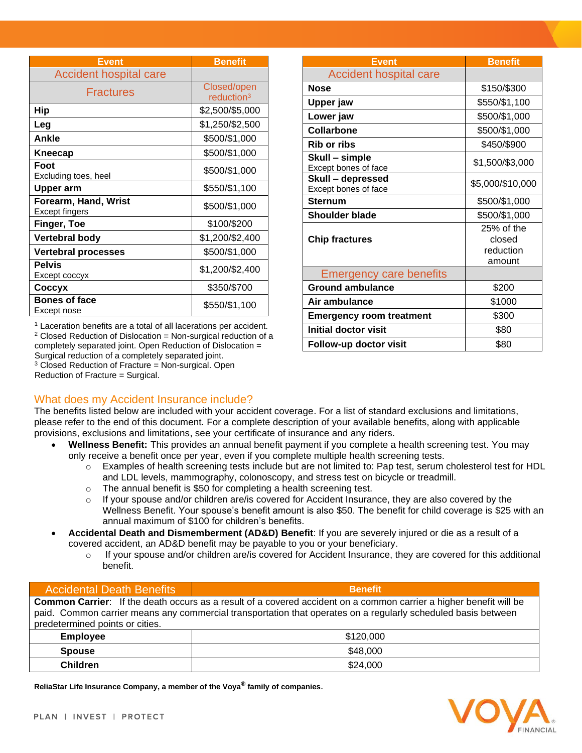| Event | Benefit |
|---|---|
| Accident hospital care | |
| Fractures | Closed/open reduction[3] |
| **Hip** | $2,500/$5,000 |
| **Leg** | $1,250/$2,500 |
| **Ankle** | $500/$1,000 |
| **Kneecap** | $500/$1,000 |
| **Foot** Excluding toes, heel | $500/$1,000 |
| **Upper arm** | $550/$1,100 |
| **Forearm, Hand, Wrist** Except fingers | $500/$1,000 |
| **Finger, Toe** | $100/$200 |
| **Vertebral body** | $1,200/$2,400 |
| **Vertebral processes** | $500/$1,000 |
| **Pelvis** Except coccyx | $1,200/$2,400 |
| **Coccyx** | $350/$700 |
| **Bones of face** Except nose | $550/$1,100 |

[1] Laceration benefits are a total of all lacerations per accident.
[2] Closed Reduction of Dislocation = Non-surgical reduction of a completely separated joint. Open Reduction of Dislocation = Surgical reduction of a completely separated joint.
[3] Closed Reduction of Fracture = Non-surgical. Open Reduction of Fracture = Surgical.

| Event | Benefit |
|---|---|
| Accident hospital care | |
| **Nose** | $150/$300 |
| **Upper jaw** | $550/$1,100 |
| **Lower jaw** | $500/$1,000 |
| **Collarbone** | $500/$1,000 |
| **Rib or ribs** | $450/$900 |
| **Skull – simple** Except bones of face | $1,500/$3,000 |
| **Skull – depressed** Except bones of face | $5,000/$10,000 |
| **Sternum** | $500/$1,000 |
| **Shoulder blade** | $500/$1,000 |
| **Chip fractures** | 25% of the closed reduction amount |
| Emergency care benefits | |
| **Ground ambulance** | $200 |
| **Air ambulance** | $1000 |
| **Emergency room treatment** | $300 |
| **Initial doctor visit** | $80 |
| **Follow-up doctor visit** | $80 |

## What does my Accident Insurance include?

The benefits listed below are included with your accident coverage. For a list of standard exclusions and limitations, please refer to the end of this document. For a complete description of your available benefits, along with applicable provisions, exclusions and limitations, see your certificate of insurance and any riders.

- **Wellness Benefit:** This provides an annual benefit payment if you complete a health screening test. You may only receive a benefit once per year, even if you complete multiple health screening tests.
  - Examples of health screening tests include but are not limited to: Pap test, serum cholesterol test for HDL and LDL levels, mammography, colonoscopy, and stress test on bicycle or treadmill.
  - The annual benefit is $50 for completing a health screening test.
  - If your spouse and/or children are/is covered for Accident Insurance, they are also covered by the Wellness Benefit. Your spouse's benefit amount is also $50. The benefit for child coverage is $25 with an annual maximum of $100 for children's benefits.
- **Accidental Death and Dismemberment (AD&D) Benefit**: If you are severely injured or die as a result of a covered accident, an AD&D benefit may be payable to you or your beneficiary.
  - If your spouse and/or children are/is covered for Accident Insurance, they are covered for this additional benefit.

| Accidental Death Benefits | Benefit |
|---|---|
| **Common Carrier**: If the death occurs as a result of a covered accident on a common carrier a higher benefit will be paid. Common carrier means any commercial transportation that operates on a regularly scheduled basis between predetermined points or cities. | |
| **Employee** | $120,000 |
| **Spouse** | $48,000 |
| **Children** | $24,000 |

**ReliaStar Life Insurance Company, a member of the Voya® family of companies.**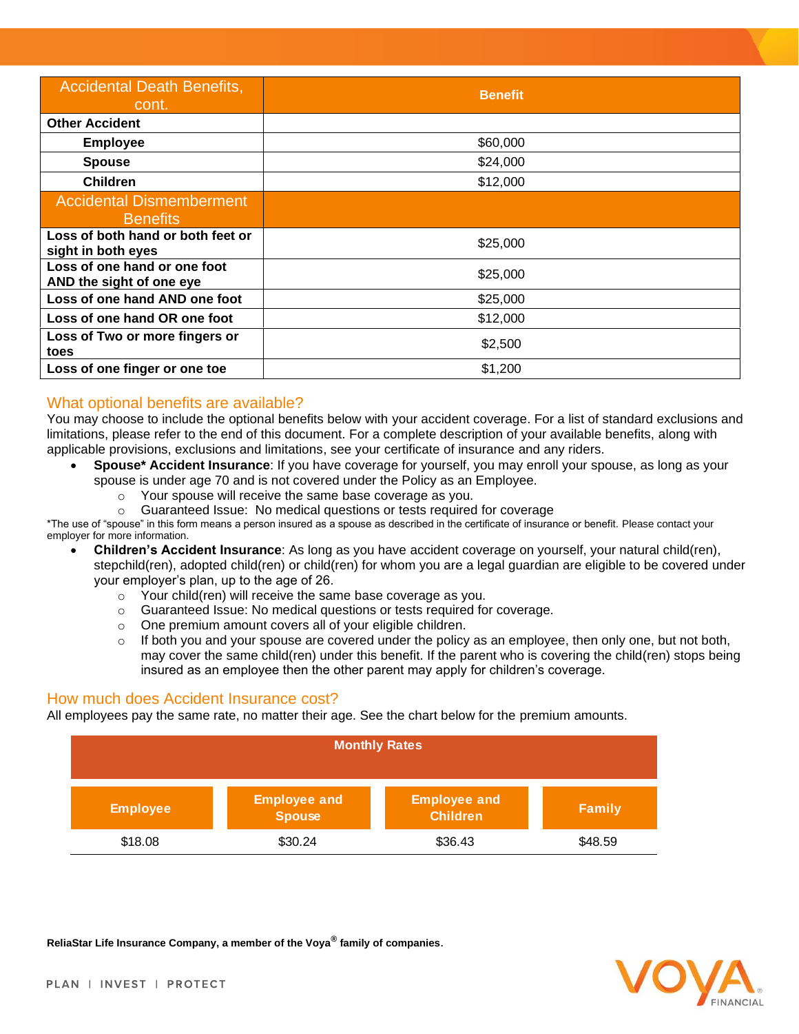| Accidental Death Benefits, cont. | Benefit |
|---|---|
| **Other Accident** | |
| **Employee** | $60,000 |
| **Spouse** | $24,000 |
| **Children** | $12,000 |
| Accidental Dismemberment Benefits | |
| **Loss of both hand or both feet or sight in both eyes** | $25,000 |
| **Loss of one hand or one foot AND the sight of one eye** | $25,000 |
| **Loss of one hand AND one foot** | $25,000 |
| **Loss of one hand OR one foot** | $12,000 |
| **Loss of Two or more fingers or toes** | $2,500 |
| **Loss of one finger or one toe** | $1,200 |

## What optional benefits are available?

You may choose to include the optional benefits below with your accident coverage. For a list of standard exclusions and limitations, please refer to the end of this document. For a complete description of your available benefits, along with applicable provisions, exclusions and limitations, see your certificate of insurance and any riders.

- **Spouse* Accident Insurance**: If you have coverage for yourself, you may enroll your spouse, as long as your spouse is under age 70 and is not covered under the Policy as an Employee.
  - Your spouse will receive the same base coverage as you.
  - Guaranteed Issue: No medical questions or tests required for coverage

*The use of "spouse" in this form means a person insured as a spouse as described in the certificate of insurance or benefit. Please contact your employer for more information.

- **Children's Accident Insurance**: As long as you have accident coverage on yourself, your natural child(ren), stepchild(ren), adopted child(ren) or child(ren) for whom you are a legal guardian are eligible to be covered under your employer's plan, up to the age of 26.
  - Your child(ren) will receive the same base coverage as you.
  - Guaranteed Issue: No medical questions or tests required for coverage.
  - One premium amount covers all of your eligible children.
  - If both you and your spouse are covered under the policy as an employee, then only one, but not both, may cover the same child(ren) under this benefit. If the parent who is covering the child(ren) stops being insured as an employee then the other parent may apply for children's coverage.

## How much does Accident Insurance cost?

All employees pay the same rate, no matter their age. See the chart below for the premium amounts.

| Monthly Rates | | | |
|---|---|---|---|
| **Employee** | **Employee and Spouse** | **Employee and Children** | **Family** |
| $18.08 | $30.24 | $36.43 | $48.59 |

**ReliaStar Life Insurance Company, a member of the Voya® family of companies.**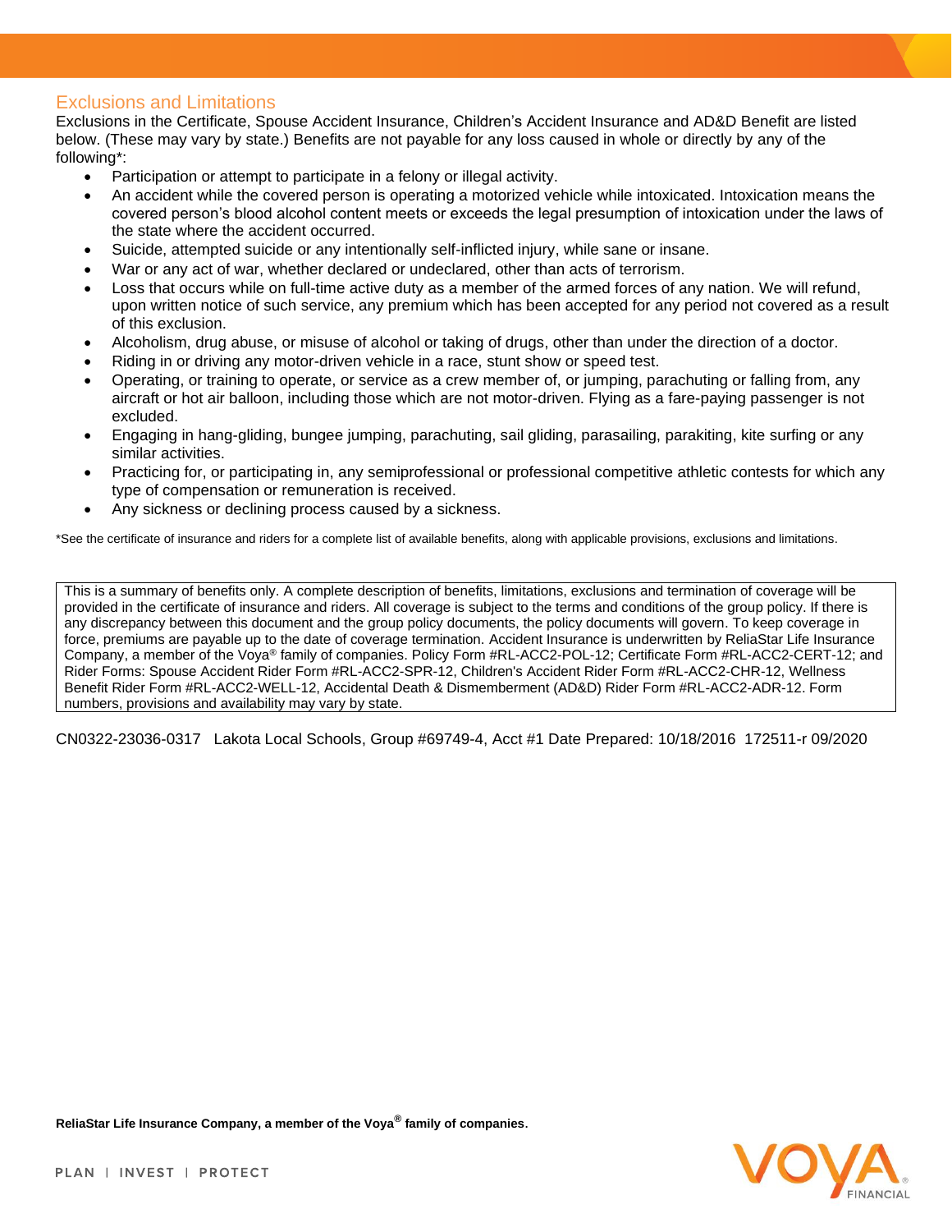## Exclusions and Limitations

Exclusions in the Certificate, Spouse Accident Insurance, Children's Accident Insurance and AD&D Benefit are listed below. (These may vary by state.) Benefits are not payable for any loss caused in whole or directly by any of the following*:

- Participation or attempt to participate in a felony or illegal activity.
- An accident while the covered person is operating a motorized vehicle while intoxicated. Intoxication means the covered person's blood alcohol content meets or exceeds the legal presumption of intoxication under the laws of the state where the accident occurred.
- Suicide, attempted suicide or any intentionally self-inflicted injury, while sane or insane.
- War or any act of war, whether declared or undeclared, other than acts of terrorism.
- Loss that occurs while on full-time active duty as a member of the armed forces of any nation. We will refund, upon written notice of such service, any premium which has been accepted for any period not covered as a result of this exclusion.
- Alcoholism, drug abuse, or misuse of alcohol or taking of drugs, other than under the direction of a doctor.
- Riding in or driving any motor-driven vehicle in a race, stunt show or speed test.
- Operating, or training to operate, or service as a crew member of, or jumping, parachuting or falling from, any aircraft or hot air balloon, including those which are not motor-driven. Flying as a fare-paying passenger is not excluded.
- Engaging in hang-gliding, bungee jumping, parachuting, sail gliding, parasailing, parakiting, kite surfing or any similar activities.
- Practicing for, or participating in, any semiprofessional or professional competitive athletic contests for which any type of compensation or remuneration is received.
- Any sickness or declining process caused by a sickness.

*See the certificate of insurance and riders for a complete list of available benefits, along with applicable provisions, exclusions and limitations.

This is a summary of benefits only. A complete description of benefits, limitations, exclusions and termination of coverage will be provided in the certificate of insurance and riders. All coverage is subject to the terms and conditions of the group policy. If there is any discrepancy between this document and the group policy documents, the policy documents will govern. To keep coverage in force, premiums are payable up to the date of coverage termination. Accident Insurance is underwritten by ReliaStar Life Insurance Company, a member of the Voya® family of companies. Policy Form #RL-ACC2-POL-12; Certificate Form #RL-ACC2-CERT-12; and Rider Forms: Spouse Accident Rider Form #RL-ACC2-SPR-12, Children's Accident Rider Form #RL-ACC2-CHR-12, Wellness Benefit Rider Form #RL-ACC2-WELL-12, Accidental Death & Dismemberment (AD&D) Rider Form #RL-ACC2-ADR-12. Form numbers, provisions and availability may vary by state.

CN0322-23036-0317 Lakota Local Schools, Group #69749-4, Acct #1 Date Prepared: 10/18/2016 172511-r 09/2020

**ReliaStar Life Insurance Company, a member of the Voya® family of companies.**

PLAN | INVEST | PROTECT

VOYA FINANCIAL